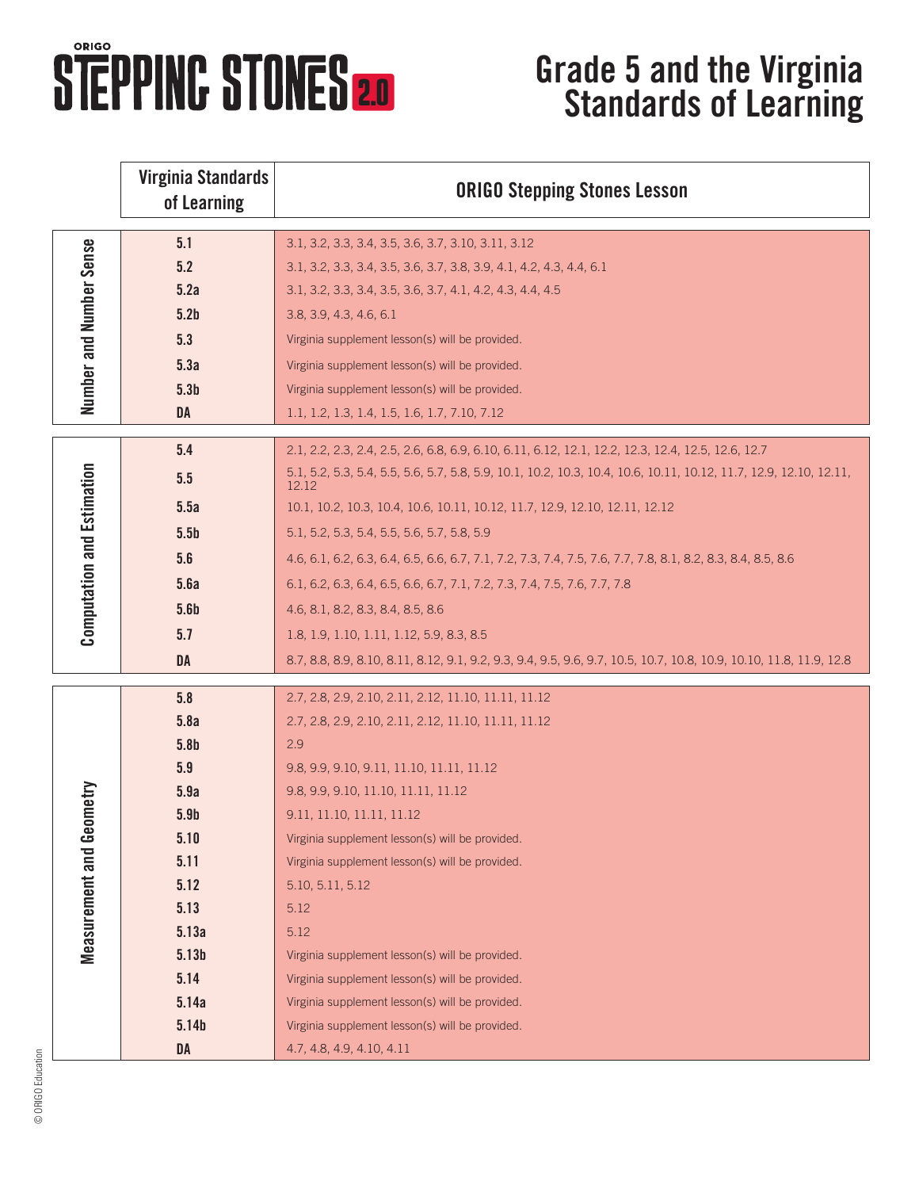# ORIGO STEPPING STONES 2.0

# Grade 5 and the Virginia Standards of Learning

| | Virginia Standards of Learning | ORIGO Stepping Stones Lesson |
|---|---|---|
| Number and Number Sense | 5.1 | 3.1, 3.2, 3.3, 3.4, 3.5, 3.6, 3.7, 3.10, 3.11, 3.12 |
| | 5.2 | 3.1, 3.2, 3.3, 3.4, 3.5, 3.6, 3.7, 3.8, 3.9, 4.1, 4.2, 4.3, 4.4, 6.1 |
| | 5.2a | 3.1, 3.2, 3.3, 3.4, 3.5, 3.6, 3.7, 4.1, 4.2, 4.3, 4.4, 4.5 |
| | 5.2b | 3.8, 3.9, 4.3, 4.6, 6.1 |
| | 5.3 | Virginia supplement lesson(s) will be provided. |
| | 5.3a | Virginia supplement lesson(s) will be provided. |
| | 5.3b | Virginia supplement lesson(s) will be provided. |
| | DA | 1.1, 1.2, 1.3, 1.4, 1.5, 1.6, 1.7, 7.10, 7.12 |
| Computation and Estimation | 5.4 | 2.1, 2.2, 2.3, 2.4, 2.5, 2.6, 6.8, 6.9, 6.10, 6.11, 6.12, 12.1, 12.2, 12.3, 12.4, 12.5, 12.6, 12.7 |
| | 5.5 | 5.1, 5.2, 5.3, 5.4, 5.5, 5.6, 5.7, 5.8, 5.9, 10.1, 10.2, 10.3, 10.4, 10.6, 10.11, 10.12, 11.7, 12.9, 12.10, 12.11, 12.12 |
| | 5.5a | 10.1, 10.2, 10.3, 10.4, 10.6, 10.11, 10.12, 11.7, 12.9, 12.10, 12.11, 12.12 |
| | 5.5b | 5.1, 5.2, 5.3, 5.4, 5.5, 5.6, 5.7, 5.8, 5.9 |
| | 5.6 | 4.6, 6.1, 6.2, 6.3, 6.4, 6.5, 6.6, 6.7, 7.1, 7.2, 7.3, 7.4, 7.5, 7.6, 7.7, 7.8, 8.1, 8.2, 8.3, 8.4, 8.5, 8.6 |
| | 5.6a | 6.1, 6.2, 6.3, 6.4, 6.5, 6.6, 6.7, 7.1, 7.2, 7.3, 7.4, 7.5, 7.6, 7.7, 7.8 |
| | 5.6b | 4.6, 8.1, 8.2, 8.3, 8.4, 8.5, 8.6 |
| | 5.7 | 1.8, 1.9, 1.10, 1.11, 1.12, 5.9, 8.3, 8.5 |
| | DA | 8.7, 8.8, 8.9, 8.10, 8.11, 8.12, 9.1, 9.2, 9.3, 9.4, 9.5, 9.6, 9.7, 10.5, 10.7, 10.8, 10.9, 10.10, 11.8, 11.9, 12.8 |
| Measurement and Geometry | 5.8 | 2.7, 2.8, 2.9, 2.10, 2.11, 2.12, 11.10, 11.11, 11.12 |
| | 5.8a | 2.7, 2.8, 2.9, 2.10, 2.11, 2.12, 11.10, 11.11, 11.12 |
| | 5.8b | 2.9 |
| | 5.9 | 9.8, 9.9, 9.10, 9.11, 11.10, 11.11, 11.12 |
| | 5.9a | 9.8, 9.9, 9.10, 11.10, 11.11, 11.12 |
| | 5.9b | 9.11, 11.10, 11.11, 11.12 |
| | 5.10 | Virginia supplement lesson(s) will be provided. |
| | 5.11 | Virginia supplement lesson(s) will be provided. |
| | 5.12 | 5.10, 5.11, 5.12 |
| | 5.13 | 5.12 |
| | 5.13a | 5.12 |
| | 5.13b | Virginia supplement lesson(s) will be provided. |
| | 5.14 | Virginia supplement lesson(s) will be provided. |
| | 5.14a | Virginia supplement lesson(s) will be provided. |
| | 5.14b | Virginia supplement lesson(s) will be provided. |
| | DA | 4.7, 4.8, 4.9, 4.10, 4.11 |

© ORIGO Education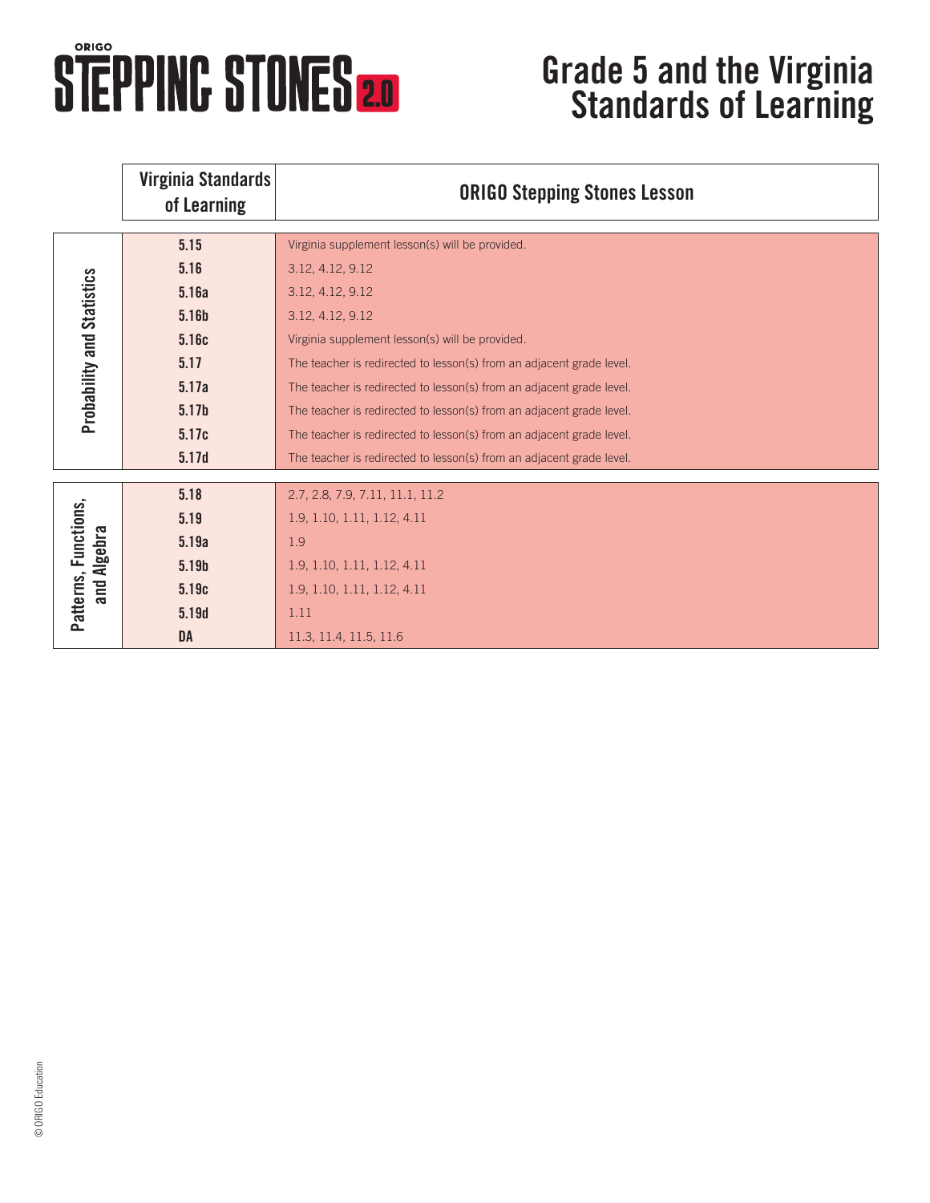# Grade 5 and the Virginia Standards of Learning

| | Virginia Standards of Learning | ORIGO Stepping Stones Lesson |
|---|---|---|
| Probability and Statistics | 5.15 | Virginia supplement lesson(s) will be provided. |
| | 5.16 | 3.12, 4.12, 9.12 |
| | 5.16a | 3.12, 4.12, 9.12 |
| | 5.16b | 3.12, 4.12, 9.12 |
| | 5.16c | Virginia supplement lesson(s) will be provided. |
| | 5.17 | The teacher is redirected to lesson(s) from an adjacent grade level. |
| | 5.17a | The teacher is redirected to lesson(s) from an adjacent grade level. |
| | 5.17b | The teacher is redirected to lesson(s) from an adjacent grade level. |
| | 5.17c | The teacher is redirected to lesson(s) from an adjacent grade level. |
| | 5.17d | The teacher is redirected to lesson(s) from an adjacent grade level. |
| Patterns, Functions, and Algebra | 5.18 | 2.7, 2.8, 7.9, 7.11, 11.1, 11.2 |
| | 5.19 | 1.9, 1.10, 1.11, 1.12, 4.11 |
| | 5.19a | 1.9 |
| | 5.19b | 1.9, 1.10, 1.11, 1.12, 4.11 |
| | 5.19c | 1.9, 1.10, 1.11, 1.12, 4.11 |
| | 5.19d | 1.11 |
| | DA | 11.3, 11.4, 11.5, 11.6 |

© ORIGO Education